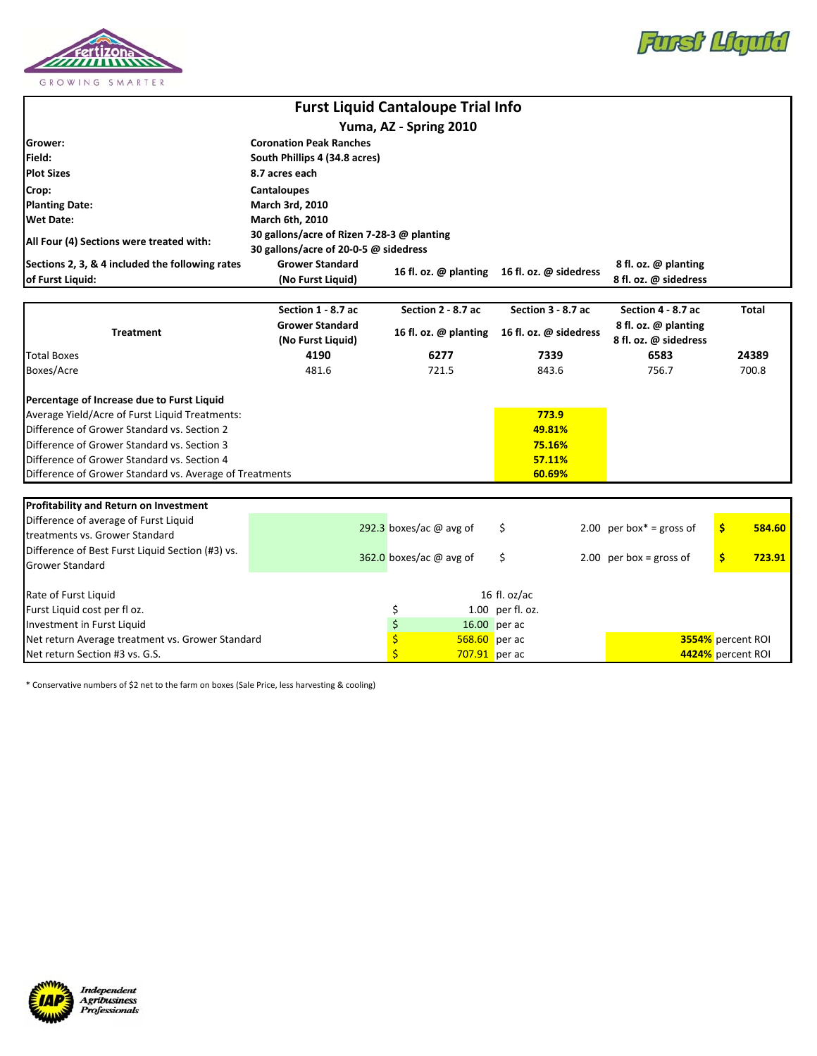# Furst Liquid Cantaloupe Trial Info

## Yuma, AZ - Spring 2010

| | |
|---|---|
| **Grower:** | **Coronation Peak Ranches** |
| **Field:** | **South Phillips 4 (34.8 acres)** |
| **Plot Sizes** | **8.7 acres each** |
| **Crop:** | **Cantaloupes** |
| **Planting Date:** | **March 3rd, 2010** |
| **Wet Date:** | **March 6th, 2010** |
| **All Four (4) Sections were treated with:** | **30 gallons/acre of Rizen 7-28-3 @ planting**<br>**30 gallons/acre of 20-0-5 @ sidedress** |

| **Sections 2, 3, & 4 included the following rates of Furst Liquid:** | **Grower Standard (No Furst Liquid)** | **16 fl. oz. @ planting** | **16 fl. oz. @ sidedress** | **8 fl. oz. @ planting 8 fl. oz. @ sidedress** |
|---|---|---|---|---|

| **Treatment** | **Section 1 - 8.7 ac** Grower Standard (No Furst Liquid) | **Section 2 - 8.7 ac** 16 fl. oz. @ planting | **Section 3 - 8.7 ac** 16 fl. oz. @ sidedress | **Section 4 - 8.7 ac** 8 fl. oz. @ planting 8 fl. oz. @ sidedress | **Total** |
|---|---|---|---|---|---|
| Total Boxes | **4190** | **6277** | **7339** | **6583** | **24389** |
| Boxes/Acre | 481.6 | 721.5 | 843.6 | 756.7 | 700.8 |

| **Percentage of Increase due to Furst Liquid** | |
|---|---|
| Average Yield/Acre of Furst Liquid Treatments: | **773.9** |
| Difference of Grower Standard vs. Section 2 | **49.81%** |
| Difference of Grower Standard vs. Section 3 | **75.16%** |
| Difference of Grower Standard vs. Section 4 | **57.11%** |
| Difference of Grower Standard vs. Average of Treatments | **60.69%** |

| **Profitability and Return on Investment** | | | |
|---|---|---|---|
| Difference of average of Furst Liquid treatments vs. Grower Standard | 292.3 boxes/ac @ avg of | $ 2.00 per box* = gross of | **$ 584.60** |
| Difference of Best Furst Liquid Section (#3) vs. Grower Standard | 362.0 boxes/ac @ avg of | $ 2.00 per box = gross of | **$ 723.91** |

| | | |
|---|---|---|
| Rate of Furst Liquid | 16 fl. oz/ac | |
| Furst Liquid cost per fl oz. | $ 1.00 per fl. oz. | |
| Investment in Furst Liquid | $ 16.00 per ac | |
| Net return Average treatment vs. Grower Standard | $ 568.60 per ac | **3554%** percent ROI |
| Net return Section #3 vs. G.S. | $ 707.91 per ac | **4424%** percent ROI |

\* Conservative numbers of $2 net to the farm on boxes (Sale Price, less harvesting & cooling)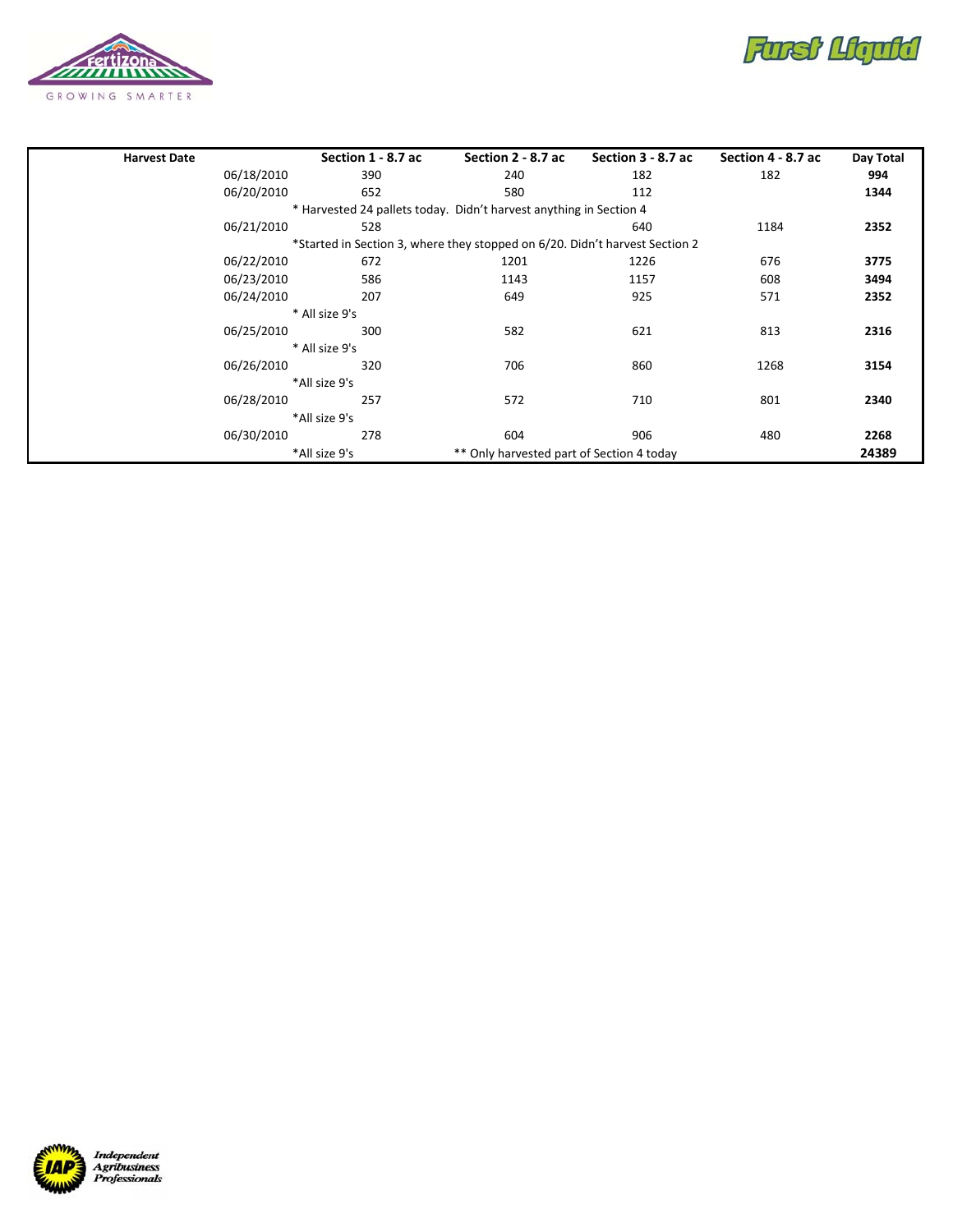| Harvest Date | Section 1 - 8.7 ac | Section 2 - 8.7 ac | Section 3 - 8.7 ac | Section 4 - 8.7 ac | Day Total |
|---|---|---|---|---|---|
| 06/18/2010 | 390 | 240 | 182 | 182 | **994** |
| 06/20/2010 | 652 | 580 | 112 | | **1344** |
| | * Harvested 24 pallets today. Didn't harvest anything in Section 4 | | | | |
| 06/21/2010 | 528 | | 640 | 1184 | **2352** |
| | *Started in Section 3, where they stopped on 6/20. Didn't harvest Section 2 | | | | |
| 06/22/2010 | 672 | 1201 | 1226 | 676 | **3775** |
| 06/23/2010 | 586 | 1143 | 1157 | 608 | **3494** |
| 06/24/2010 | 207 | 649 | 925 | 571 | **2352** |
| | * All size 9's | | | | |
| 06/25/2010 | 300 | 582 | 621 | 813 | **2316** |
| | * All size 9's | | | | |
| 06/26/2010 | 320 | 706 | 860 | 1268 | **3154** |
| | *All size 9's | | | | |
| 06/28/2010 | 257 | 572 | 710 | 801 | **2340** |
| | *All size 9's | | | | |
| 06/30/2010 | 278 | 604 | 906 | 480 | **2268** |
| | *All size 9's | ** Only harvested part of Section 4 today | | | **24389** |